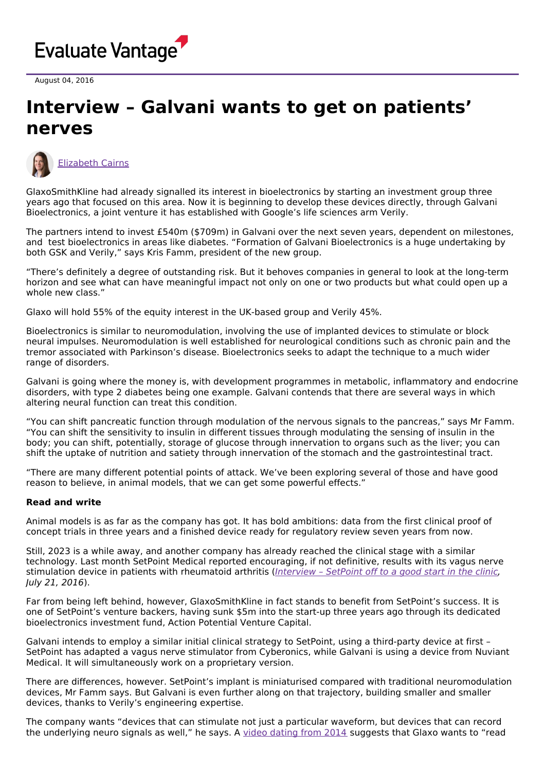Evaluate Vantage

August 04, 2016

# Interview – Galvani wants to get on patients' nerves

Elizabeth Cairns

GlaxoSmithKline had already signalled its interest in bioelectronics by starting an investment group three years ago that focused on this area. Now it is beginning to develop these devices directly, through Galvani Bioelectronics, a joint venture it has established with Google's life sciences arm Verily.

The partners intend to invest £540m ($709m) in Galvani over the next seven years, dependent on milestones, and test bioelectronics in areas like diabetes. "Formation of Galvani Bioelectronics is a huge undertaking by both GSK and Verily," says Kris Famm, president of the new group.

"There's definitely a degree of outstanding risk. But it behoves companies in general to look at the long-term horizon and see what can have meaningful impact not only on one or two products but what could open up a whole new class."

Glaxo will hold 55% of the equity interest in the UK-based group and Verily 45%.

Bioelectronics is similar to neuromodulation, involving the use of implanted devices to stimulate or block neural impulses. Neuromodulation is well established for neurological conditions such as chronic pain and the tremor associated with Parkinson's disease. Bioelectronics seeks to adapt the technique to a much wider range of disorders.

Galvani is going where the money is, with development programmes in metabolic, inflammatory and endocrine disorders, with type 2 diabetes being one example. Galvani contends that there are several ways in which altering neural function can treat this condition.

"You can shift pancreatic function through modulation of the nervous signals to the pancreas," says Mr Famm. "You can shift the sensitivity to insulin in different tissues through modulating the sensing of insulin in the body; you can shift, potentially, storage of glucose through innervation to organs such as the liver; you can shift the uptake of nutrition and satiety through innervation of the stomach and the gastrointestinal tract.

"There are many different potential points of attack. We've been exploring several of those and have good reason to believe, in animal models, that we can get some powerful effects."

**Read and write**

Animal models is as far as the company has got. It has bold ambitions: data from the first clinical proof of concept trials in three years and a finished device ready for regulatory review seven years from now.

Still, 2023 is a while away, and another company has already reached the clinical stage with a similar technology. Last month SetPoint Medical reported encouraging, if not definitive, results with its vagus nerve stimulation device in patients with rheumatoid arthritis (*Interview – SetPoint off to a good start in the clinic, July 21, 2016*).

Far from being left behind, however, GlaxoSmithKline in fact stands to benefit from SetPoint's success. It is one of SetPoint's venture backers, having sunk $5m into the start-up three years ago through its dedicated bioelectronics investment fund, Action Potential Venture Capital.

Galvani intends to employ a similar initial clinical strategy to SetPoint, using a third-party device at first – SetPoint has adapted a vagus nerve stimulator from Cyberonics, while Galvani is using a device from Nuviant Medical. It will simultaneously work on a proprietary version.

There are differences, however. SetPoint's implant is miniaturised compared with traditional neuromodulation devices, Mr Famm says. But Galvani is even further along on that trajectory, building smaller and smaller devices, thanks to Verily's engineering expertise.

The company wants "devices that can stimulate not just a particular waveform, but devices that can record the underlying neuro signals as well," he says. A video dating from 2014 suggests that Glaxo wants to "read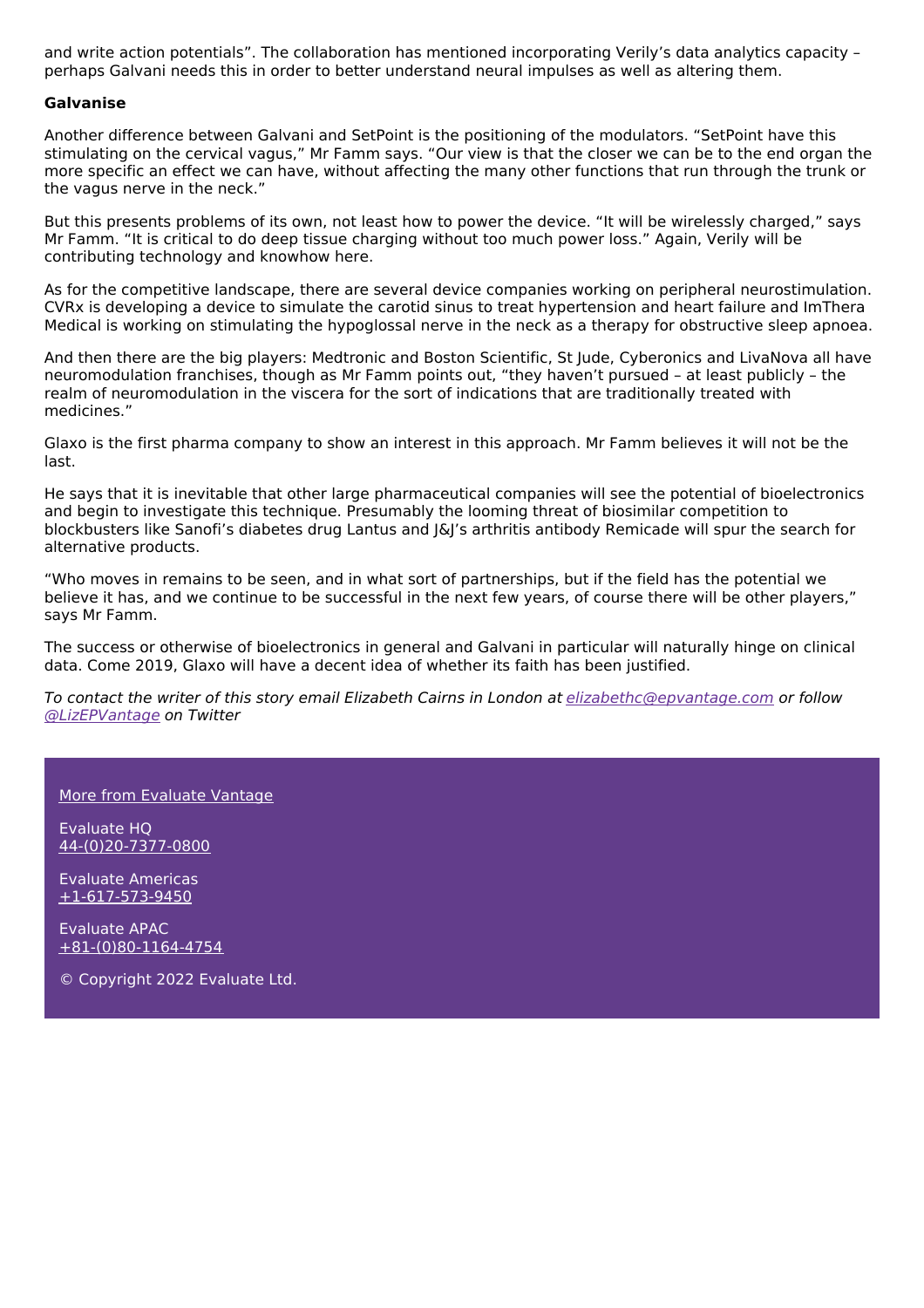and write action potentials". The collaboration has mentioned incorporating Verily's data analytics capacity – perhaps Galvani needs this in order to better understand neural impulses as well as altering them.

**Galvanise**

Another difference between Galvani and SetPoint is the positioning of the modulators. "SetPoint have this stimulating on the cervical vagus," Mr Famm says. "Our view is that the closer we can be to the end organ the more specific an effect we can have, without affecting the many other functions that run through the trunk or the vagus nerve in the neck."

But this presents problems of its own, not least how to power the device. "It will be wirelessly charged," says Mr Famm. "It is critical to do deep tissue charging without too much power loss." Again, Verily will be contributing technology and knowhow here.

As for the competitive landscape, there are several device companies working on peripheral neurostimulation. CVRx is developing a device to simulate the carotid sinus to treat hypertension and heart failure and ImThera Medical is working on stimulating the hypoglossal nerve in the neck as a therapy for obstructive sleep apnoea.

And then there are the big players: Medtronic and Boston Scientific, St Jude, Cyberonics and LivaNova all have neuromodulation franchises, though as Mr Famm points out, "they haven't pursued – at least publicly – the realm of neuromodulation in the viscera for the sort of indications that are traditionally treated with medicines."

Glaxo is the first pharma company to show an interest in this approach. Mr Famm believes it will not be the last.

He says that it is inevitable that other large pharmaceutical companies will see the potential of bioelectronics and begin to investigate this technique. Presumably the looming threat of biosimilar competition to blockbusters like Sanofi's diabetes drug Lantus and J&J's arthritis antibody Remicade will spur the search for alternative products.

"Who moves in remains to be seen, and in what sort of partnerships, but if the field has the potential we believe it has, and we continue to be successful in the next few years, of course there will be other players," says Mr Famm.

The success or otherwise of bioelectronics in general and Galvani in particular will naturally hinge on clinical data. Come 2019, Glaxo will have a decent idea of whether its faith has been justified.

*To contact the writer of this story email Elizabeth Cairns in London at elizabethc@epvantage.com or follow @LizEPVantage on Twitter*

More from Evaluate Vantage

Evaluate HQ
44-(0)20-7377-0800

Evaluate Americas
+1-617-573-9450

Evaluate APAC
+81-(0)80-1164-4754

© Copyright 2022 Evaluate Ltd.